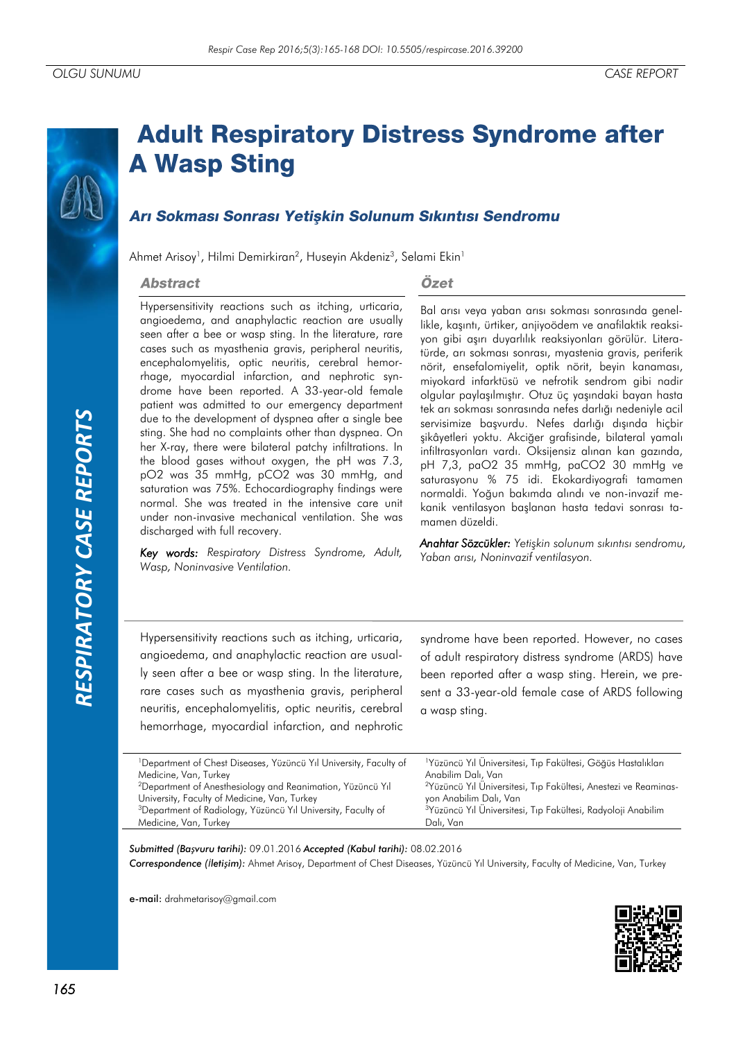OLGU SUNUMU | CASE REPORT

# Adult Respiratory Distress Syndrome after A Wasp Sting

## Arı Sokması Sonrası Yetişkin Solunum Sıkıntısı Sendromu

Ahmet Arisoy[1], Hilmi Demirkiran[2], Huseyin Akdeniz[3], Selami Ekin[1]

### Abstract

Hypersensitivity reactions such as itching, urticaria, angioedema, and anaphylactic reaction are usually seen after a bee or wasp sting. In the literature, rare cases such as myasthenia gravis, peripheral neuritis, encephalomyelitis, optic neuritis, cerebral hemorrhage, myocardial infarction, and nephrotic syndrome have been reported. A 33-year-old female patient was admitted to our emergency department due to the development of dyspnea after a single bee sting. She had no complaints other than dyspnea. On her X-ray, there were bilateral patchy infiltrations. In the blood gases without oxygen, the pH was 7.3, pO2 was 35 mmHg, pCO2 was 30 mmHg, and saturation was 75%. Echocardiography findings were normal. She was treated in the intensive care unit under non-invasive mechanical ventilation. She was discharged with full recovery.

*Key words: Respiratory Distress Syndrome, Adult, Wasp, Noninvasive Ventilation.*

### Özet

Bal arısı veya yaban arısı sokması sonrasında genellikle, kaşıntı, ürtiker, anjiyoödem ve anafilaktik reaksiyon gibi aşırı duyarlılık reaksiyonları görülür. Literatürde, arı sokması sonrası, myastenia gravis, periferik nörit, ensefalomiyelit, optik nörit, beyin kanaması, miyokard infarktüsü ve nefrotik sendrom gibi nadir olgular paylaşılmıştır. Otuz üç yaşındaki bayan hasta tek arı sokması sonrasında nefes darlığı nedeniyle acil servisimize başvurdu. Nefes darlığı dışında hiçbir şikâyetleri yoktu. Akciğer grafisinde, bilateral yamalı infiltrasyonları vardı. Oksijensiz alınan kan gazında, pH 7,3, paO2 35 mmHg, paCO2 30 mmHg ve saturasyonu % 75 idi. Ekokardiyografi tamamen normaldi. Yoğun bakıma alındı ve non-invazif mekanik ventilasyon başlanan hasta tedavi sonrası tamamen düzeldi.

*Anahtar Sözcükler: Yetişkin solunum sıkıntısı sendromu, Yaban arısı, Noninvazif ventilasyon.*

---

Hypersensitivity reactions such as itching, urticaria, angioedema, and anaphylactic reaction are usually seen after a bee or wasp sting. In the literature, rare cases such as myasthenia gravis, peripheral neuritis, encephalomyelitis, optic neuritis, cerebral hemorrhage, myocardial infarction, and nephrotic syndrome have been reported. However, no cases of adult respiratory distress syndrome (ARDS) have been reported after a wasp sting. Herein, we present a 33-year-old female case of ARDS following a wasp sting.

---

[1]Department of Chest Diseases, Yüzüncü Yıl University, Faculty of Medicine, Van, Turkey
[2]Department of Anesthesiology and Reanimation, Yüzüncü Yıl University, Faculty of Medicine, Van, Turkey
[3]Department of Radiology, Yüzüncü Yıl University, Faculty of Medicine, Van, Turkey

[1]Yüzüncü Yıl Üniversitesi, Tıp Fakültesi, Göğüs Hastalıkları Anabilim Dalı, Van
[2]Yüzüncü Yıl Üniversitesi, Tıp Fakültesi, Anestezi ve Reaminasyon Anabilim Dalı, Van
[3]Yüzüncü Yıl Üniversitesi, Tıp Fakültesi, Radyoloji Anabilim Dalı, Van

***Submitted (Başvuru tarihi):*** 09.01.2016 ***Accepted (Kabul tarihi):*** 08.02.2016

***Correspondence (İletişim):*** Ahmet Arisoy, Department of Chest Diseases, Yüzüncü Yıl University, Faculty of Medicine, Van, Turkey

**e-mail:** drahmetarisoy@gmail.com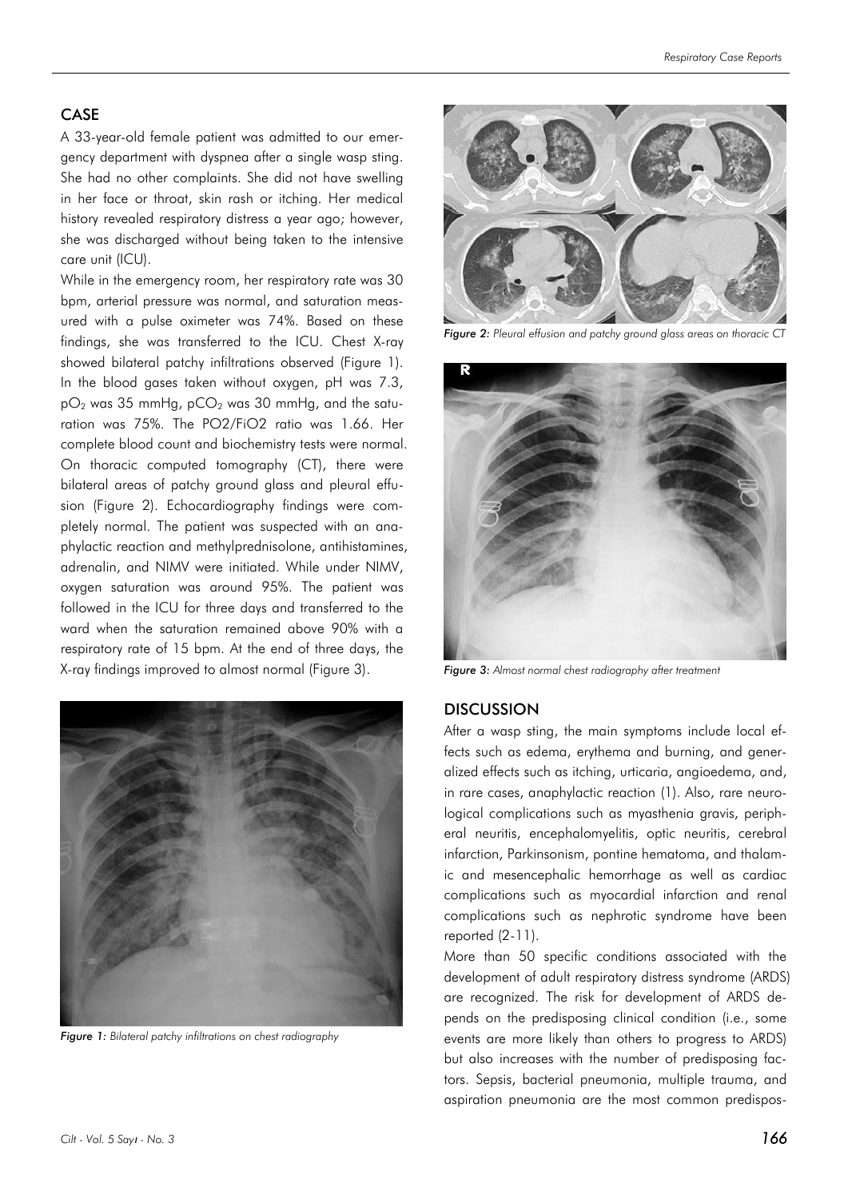## CASE

A 33-year-old female patient was admitted to our emergency department with dyspnea after a single wasp sting. She had no other complaints. She did not have swelling in her face or throat, skin rash or itching. Her medical history revealed respiratory distress a year ago; however, she was discharged without being taken to the intensive care unit (ICU).

While in the emergency room, her respiratory rate was 30 bpm, arterial pressure was normal, and saturation measured with a pulse oximeter was 74%. Based on these findings, she was transferred to the ICU. Chest X-ray showed bilateral patchy infiltrations observed (Figure 1). In the blood gases taken without oxygen, pH was 7.3, $pO_2$ was 35 mmHg, $pCO_2$ was 30 mmHg, and the saturation was 75%. The PO2/FiO2 ratio was 1.66. Her complete blood count and biochemistry tests were normal. On thoracic computed tomography (CT), there were bilateral areas of patchy ground glass and pleural effusion (Figure 2). Echocardiography findings were completely normal. The patient was suspected with an anaphylactic reaction and methylprednisolone, antihistamines, adrenalin, and NIMV were initiated. While under NIMV, oxygen saturation was around 95%. The patient was followed in the ICU for three days and transferred to the ward when the saturation remained above 90% with a respiratory rate of 15 bpm. At the end of three days, the X-ray findings improved to almost normal (Figure 3).

*Figure 1: Bilateral patchy infiltrations on chest radiography*

*Figure 2: Pleural effusion and patchy ground glass areas on thoracic CT*

*Figure 3: Almost normal chest radiography after treatment*

## DISCUSSION

After a wasp sting, the main symptoms include local effects such as edema, erythema and burning, and generalized effects such as itching, urticaria, angioedema, and, in rare cases, anaphylactic reaction (1). Also, rare neurological complications such as myasthenia gravis, peripheral neuritis, encephalomyelitis, optic neuritis, cerebral infarction, Parkinsonism, pontine hematoma, and thalamic and mesencephalic hemorrhage as well as cardiac complications such as myocardial infarction and renal complications such as nephrotic syndrome have been reported (2-11).

More than 50 specific conditions associated with the development of adult respiratory distress syndrome (ARDS) are recognized. The risk for development of ARDS depends on the predisposing clinical condition (i.e., some events are more likely than others to progress to ARDS) but also increases with the number of predisposing factors. Sepsis, bacterial pneumonia, multiple trauma, and aspiration pneumonia are the most common predispos-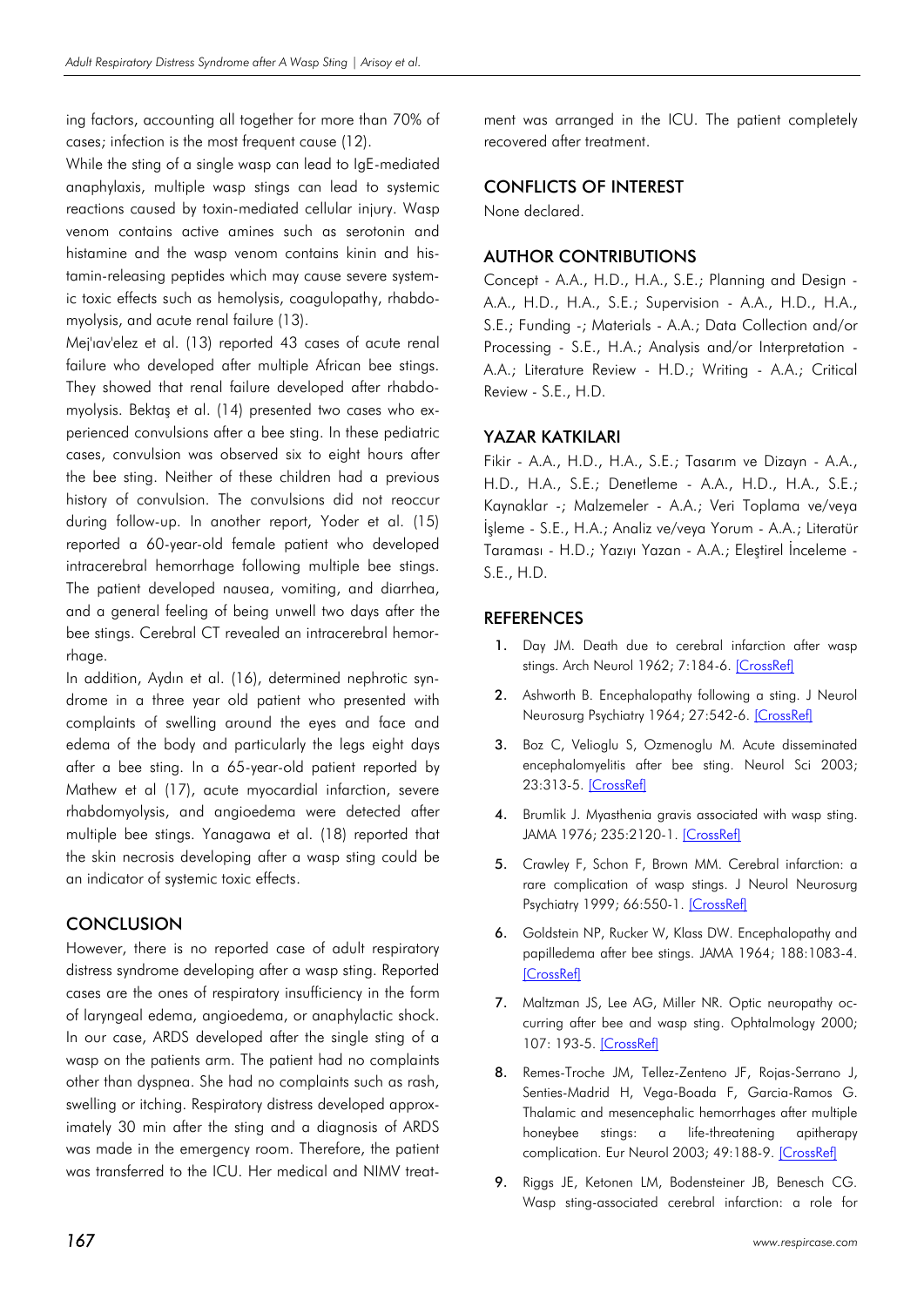ing factors, accounting all together for more than 70% of cases; infection is the most frequent cause (12).

While the sting of a single wasp can lead to IgE-mediated anaphylaxis, multiple wasp stings can lead to systemic reactions caused by toxin-mediated cellular injury. Wasp venom contains active amines such as serotonin and histamine and the wasp venom contains kinin and histamin-releasing peptides which may cause severe systemic toxic effects such as hemolysis, coagulopathy, rhabdomyolysis, and acute renal failure (13).

Mej'ıav'elez et al. (13) reported 43 cases of acute renal failure who developed after multiple African bee stings. They showed that renal failure developed after rhabdomyolysis. Bektaş et al. (14) presented two cases who experienced convulsions after a bee sting. In these pediatric cases, convulsion was observed six to eight hours after the bee sting. Neither of these children had a previous history of convulsion. The convulsions did not reoccur during follow-up. In another report, Yoder et al. (15) reported a 60-year-old female patient who developed intracerebral hemorrhage following multiple bee stings. The patient developed nausea, vomiting, and diarrhea, and a general feeling of being unwell two days after the bee stings. Cerebral CT revealed an intracerebral hemorrhage.

In addition, Aydın et al. (16), determined nephrotic syndrome in a three year old patient who presented with complaints of swelling around the eyes and face and edema of the body and particularly the legs eight days after a bee sting. In a 65-year-old patient reported by Mathew et al (17), acute myocardial infarction, severe rhabdomyolysis, and angioedema were detected after multiple bee stings. Yanagawa et al. (18) reported that the skin necrosis developing after a wasp sting could be an indicator of systemic toxic effects.

## CONCLUSION

However, there is no reported case of adult respiratory distress syndrome developing after a wasp sting. Reported cases are the ones of respiratory insufficiency in the form of laryngeal edema, angioedema, or anaphylactic shock. In our case, ARDS developed after the single sting of a wasp on the patients arm. The patient had no complaints other than dyspnea. She had no complaints such as rash, swelling or itching. Respiratory distress developed approximately 30 min after the sting and a diagnosis of ARDS was made in the emergency room. Therefore, the patient was transferred to the ICU. Her medical and NIMV treatment was arranged in the ICU. The patient completely recovered after treatment.

## CONFLICTS OF INTEREST

None declared.

## AUTHOR CONTRIBUTIONS

Concept - A.A., H.D., H.A., S.E.; Planning and Design - A.A., H.D., H.A., S.E.; Supervision - A.A., H.D., H.A., S.E.; Funding -; Materials - A.A.; Data Collection and/or Processing - S.E., H.A.; Analysis and/or Interpretation - A.A.; Literature Review - H.D.; Writing - A.A.; Critical Review - S.E., H.D.

## YAZAR KATKILARI

Fikir - A.A., H.D., H.A., S.E.; Tasarım ve Dizayn - A.A., H.D., H.A., S.E.; Denetleme - A.A., H.D., H.A., S.E.; Kaynaklar -; Malzemeler - A.A.; Veri Toplama ve/veya İşleme - S.E., H.A.; Analiz ve/veya Yorum - A.A.; Literatür Taraması - H.D.; Yazıyı Yazan - A.A.; Eleştirel İnceleme - S.E., H.D.

## REFERENCES

1. Day JM. Death due to cerebral infarction after wasp stings. Arch Neurol 1962; 7:184-6. [CrossRef]
2. Ashworth B. Encephalopathy following a sting. J Neurol Neurosurg Psychiatry 1964; 27:542-6. [CrossRef]
3. Boz C, Velioglu S, Ozmenoglu M. Acute disseminated encephalomyelitis after bee sting. Neurol Sci 2003; 23:313-5. [CrossRef]
4. Brumlik J. Myasthenia gravis associated with wasp sting. JAMA 1976; 235:2120-1. [CrossRef]
5. Crawley F, Schon F, Brown MM. Cerebral infarction: a rare complication of wasp stings. J Neurol Neurosurg Psychiatry 1999; 66:550-1. [CrossRef]
6. Goldstein NP, Rucker W, Klass DW. Encephalopathy and papilledema after bee stings. JAMA 1964; 188:1083-4. [CrossRef]
7. Maltzman JS, Lee AG, Miller NR. Optic neuropathy occurring after bee and wasp sting. Ophtalmology 2000; 107: 193-5. [CrossRef]
8. Remes-Troche JM, Tellez-Zenteno JF, Rojas-Serrano J, Senties-Madrid H, Vega-Boada F, Garcia-Ramos G. Thalamic and mesencephalic hemorrhages after multiple honeybee stings: a life-threatening apitherapy complication. Eur Neurol 2003; 49:188-9. [CrossRef]
9. Riggs JE, Ketonen LM, Bodensteiner JB, Benesch CG. Wasp sting-associated cerebral infarction: a role for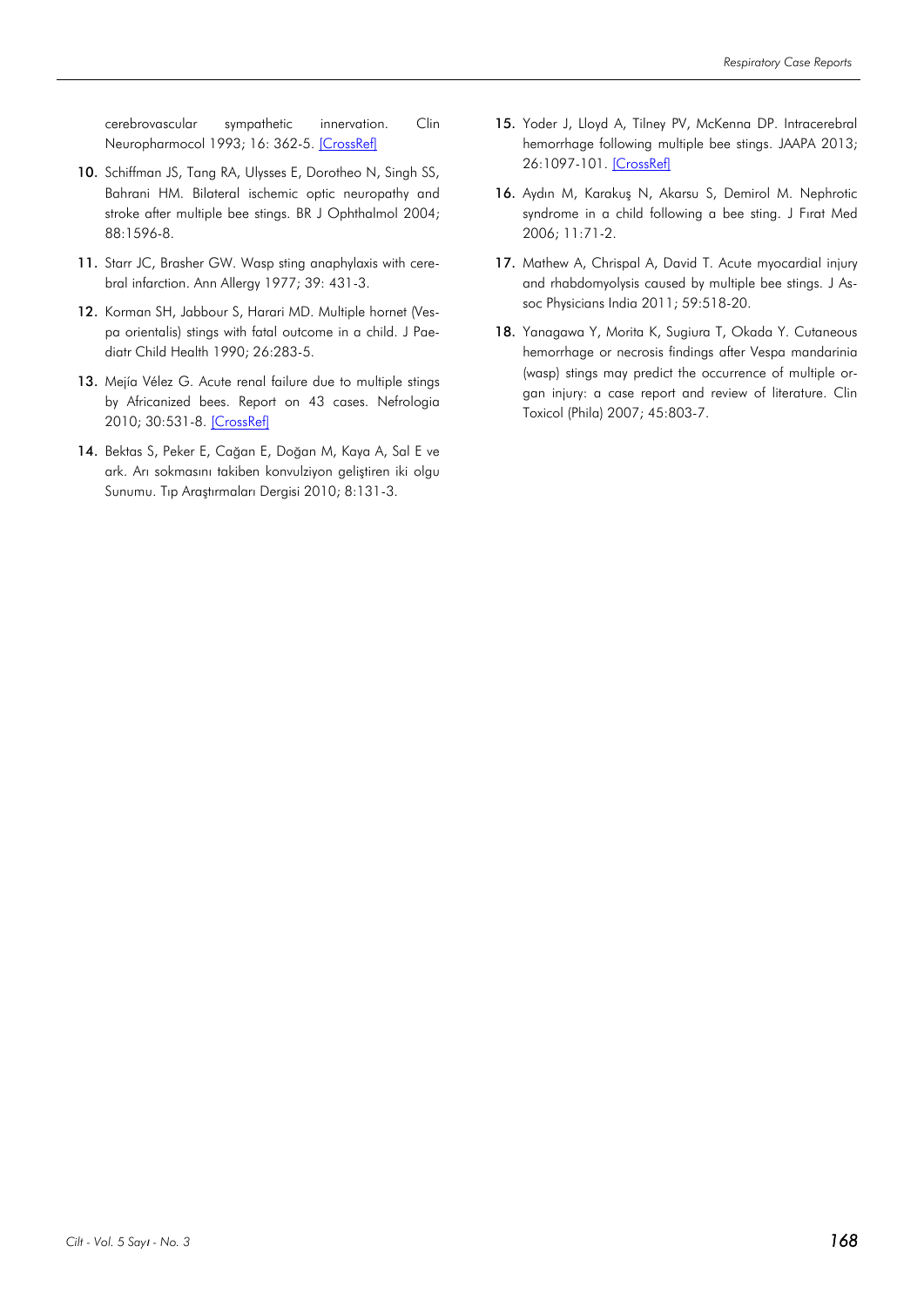cerebrovascular sympathetic innervation. Clin Neuropharmocol 1993; 16: 362-5. [CrossRef]

10. Schiffman JS, Tang RA, Ulysses E, Dorotheo N, Singh SS, Bahrani HM. Bilateral ischemic optic neuropathy and stroke after multiple bee stings. BR J Ophthalmol 2004; 88:1596-8.

11. Starr JC, Brasher GW. Wasp sting anaphylaxis with cerebral infarction. Ann Allergy 1977; 39: 431-3.

12. Korman SH, Jabbour S, Harari MD. Multiple hornet (Vespa orientalis) stings with fatal outcome in a child. J Paediatr Child Health 1990; 26:283-5.

13. Mejía Vélez G. Acute renal failure due to multiple stings by Africanized bees. Report on 43 cases. Nefrologia 2010; 30:531-8. [CrossRef]

14. Bektas S, Peker E, Cağan E, Doğan M, Kaya A, Sal E ve ark. Arı sokmasını takiben konvulziyon geliştiren iki olgu Sunumu. Tıp Araştırmaları Dergisi 2010; 8:131-3.

15. Yoder J, Lloyd A, Tilney PV, McKenna DP. Intracerebral hemorrhage following multiple bee stings. JAAPA 2013; 26:1097-101. [CrossRef]

16. Aydın M, Karakuş N, Akarsu S, Demirol M. Nephrotic syndrome in a child following a bee sting. J Fırat Med 2006; 11:71-2.

17. Mathew A, Chrispal A, David T. Acute myocardial injury and rhabdomyolysis caused by multiple bee stings. J Assoc Physicians India 2011; 59:518-20.

18. Yanagawa Y, Morita K, Sugiura T, Okada Y. Cutaneous hemorrhage or necrosis findings after Vespa mandarinia (wasp) stings may predict the occurrence of multiple organ injury: a case report and review of literature. Clin Toxicol (Phila) 2007; 45:803-7.